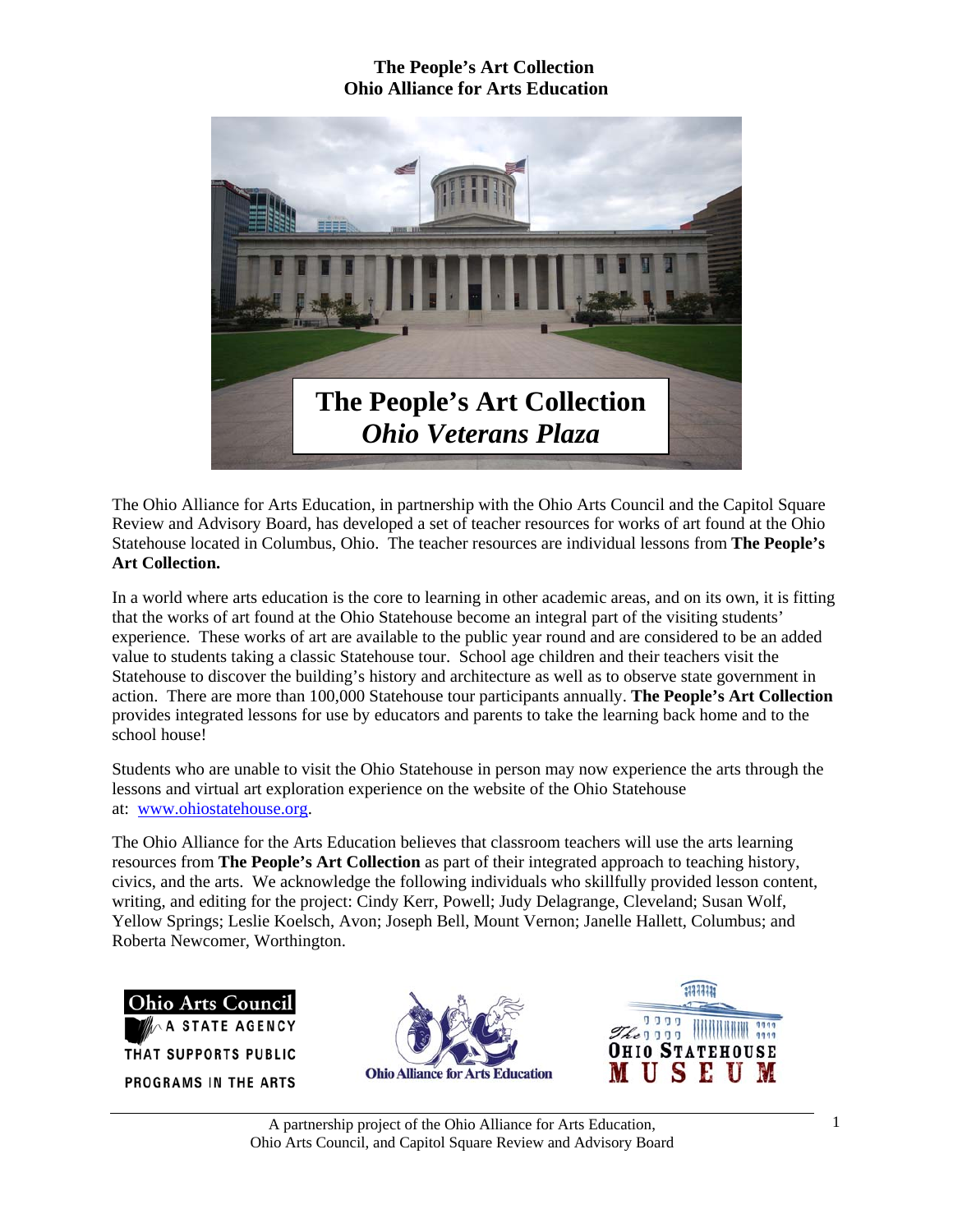# The People's Art Collection
## Ohio Alliance for Arts Education

**The People's Art Collection**
***Ohio Veterans Plaza***

The Ohio Alliance for Arts Education, in partnership with the Ohio Arts Council and the Capitol Square Review and Advisory Board, has developed a set of teacher resources for works of art found at the Ohio Statehouse located in Columbus, Ohio. The teacher resources are individual lessons from **The People's Art Collection.**

In a world where arts education is the core to learning in other academic areas, and on its own, it is fitting that the works of art found at the Ohio Statehouse become an integral part of the visiting students' experience. These works of art are available to the public year round and are considered to be an added value to students taking a classic Statehouse tour. School age children and their teachers visit the Statehouse to discover the building's history and architecture as well as to observe state government in action. There are more than 100,000 Statehouse tour participants annually. **The People's Art Collection** provides integrated lessons for use by educators and parents to take the learning back home and to the school house!

Students who are unable to visit the Ohio Statehouse in person may now experience the arts through the lessons and virtual art exploration experience on the website of the Ohio Statehouse at: [www.ohiostatehouse.org](http://www.ohiostatehouse.org).

The Ohio Alliance for the Arts Education believes that classroom teachers will use the arts learning resources from **The People's Art Collection** as part of their integrated approach to teaching history, civics, and the arts. We acknowledge the following individuals who skillfully provided lesson content, writing, and editing for the project: Cindy Kerr, Powell; Judy Delagrange, Cleveland; Susan Wolf, Yellow Springs; Leslie Koelsch, Avon; Joseph Bell, Mount Vernon; Janelle Hallett, Columbus; and Roberta Newcomer, Worthington.

Ohio Arts Council — A State Agency That Supports Public Programs in the Arts

Ohio Alliance for Arts Education

The Ohio Statehouse Museum

A partnership project of the Ohio Alliance for Arts Education, Ohio Arts Council, and Capitol Square Review and Advisory Board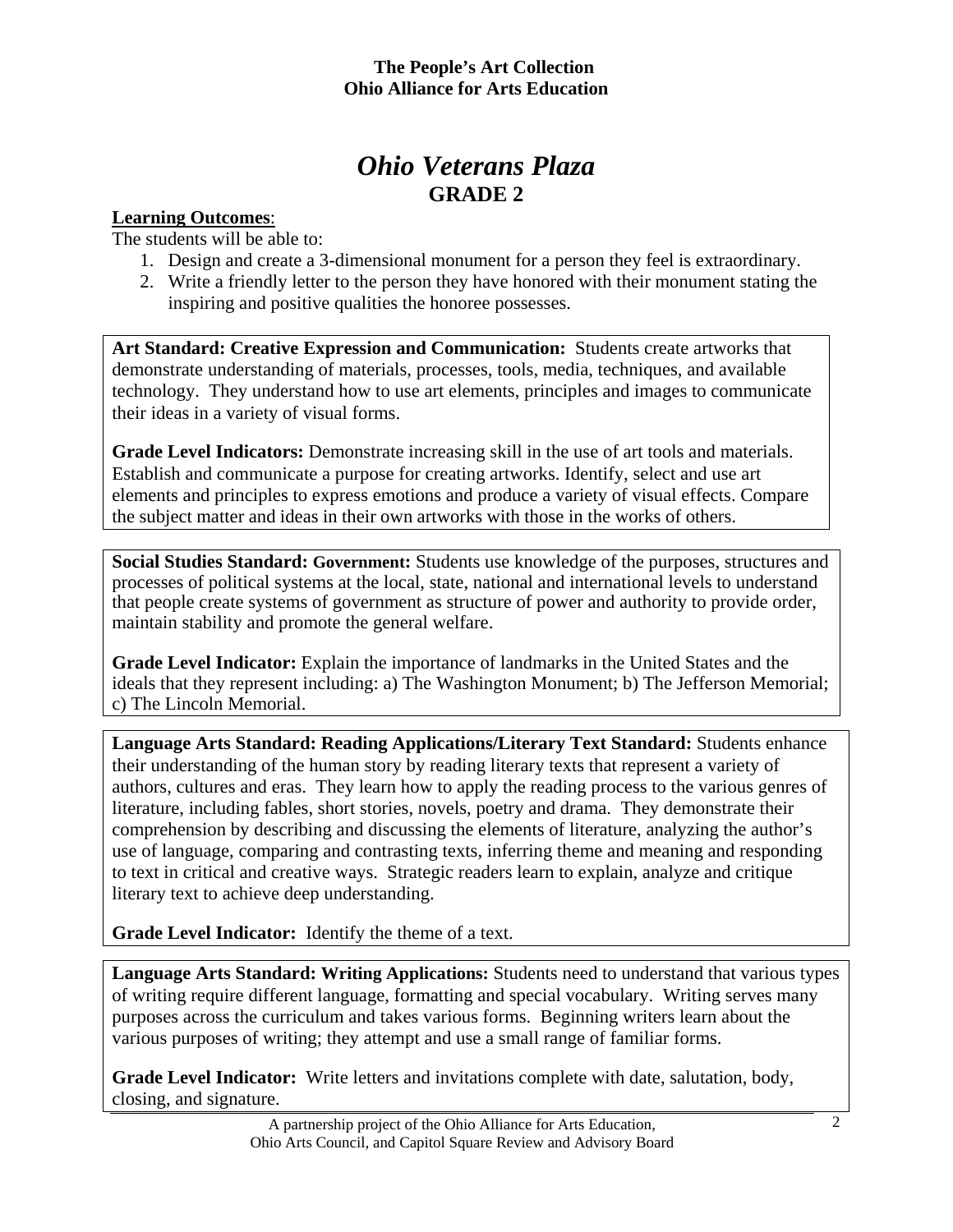**The People's Art Collection**
**Ohio Alliance for Arts Education**

# *Ohio Veterans Plaza*
## GRADE 2

**Learning Outcomes**:

The students will be able to:

1. Design and create a 3-dimensional monument for a person they feel is extraordinary.
2. Write a friendly letter to the person they have honored with their monument stating the inspiring and positive qualities the honoree possesses.

**Art Standard: Creative Expression and Communication:** Students create artworks that demonstrate understanding of materials, processes, tools, media, techniques, and available technology. They understand how to use art elements, principles and images to communicate their ideas in a variety of visual forms.

**Grade Level Indicators:** Demonstrate increasing skill in the use of art tools and materials. Establish and communicate a purpose for creating artworks. Identify, select and use art elements and principles to express emotions and produce a variety of visual effects. Compare the subject matter and ideas in their own artworks with those in the works of others.

**Social Studies Standard: Government:** Students use knowledge of the purposes, structures and processes of political systems at the local, state, national and international levels to understand that people create systems of government as structure of power and authority to provide order, maintain stability and promote the general welfare.

**Grade Level Indicator:** Explain the importance of landmarks in the United States and the ideals that they represent including: a) The Washington Monument; b) The Jefferson Memorial; c) The Lincoln Memorial.

**Language Arts Standard: Reading Applications/Literary Text Standard:** Students enhance their understanding of the human story by reading literary texts that represent a variety of authors, cultures and eras. They learn how to apply the reading process to the various genres of literature, including fables, short stories, novels, poetry and drama. They demonstrate their comprehension by describing and discussing the elements of literature, analyzing the author's use of language, comparing and contrasting texts, inferring theme and meaning and responding to text in critical and creative ways. Strategic readers learn to explain, analyze and critique literary text to achieve deep understanding.

**Grade Level Indicator:** Identify the theme of a text.

**Language Arts Standard: Writing Applications:** Students need to understand that various types of writing require different language, formatting and special vocabulary. Writing serves many purposes across the curriculum and takes various forms. Beginning writers learn about the various purposes of writing; they attempt and use a small range of familiar forms.

**Grade Level Indicator:** Write letters and invitations complete with date, salutation, body, closing, and signature.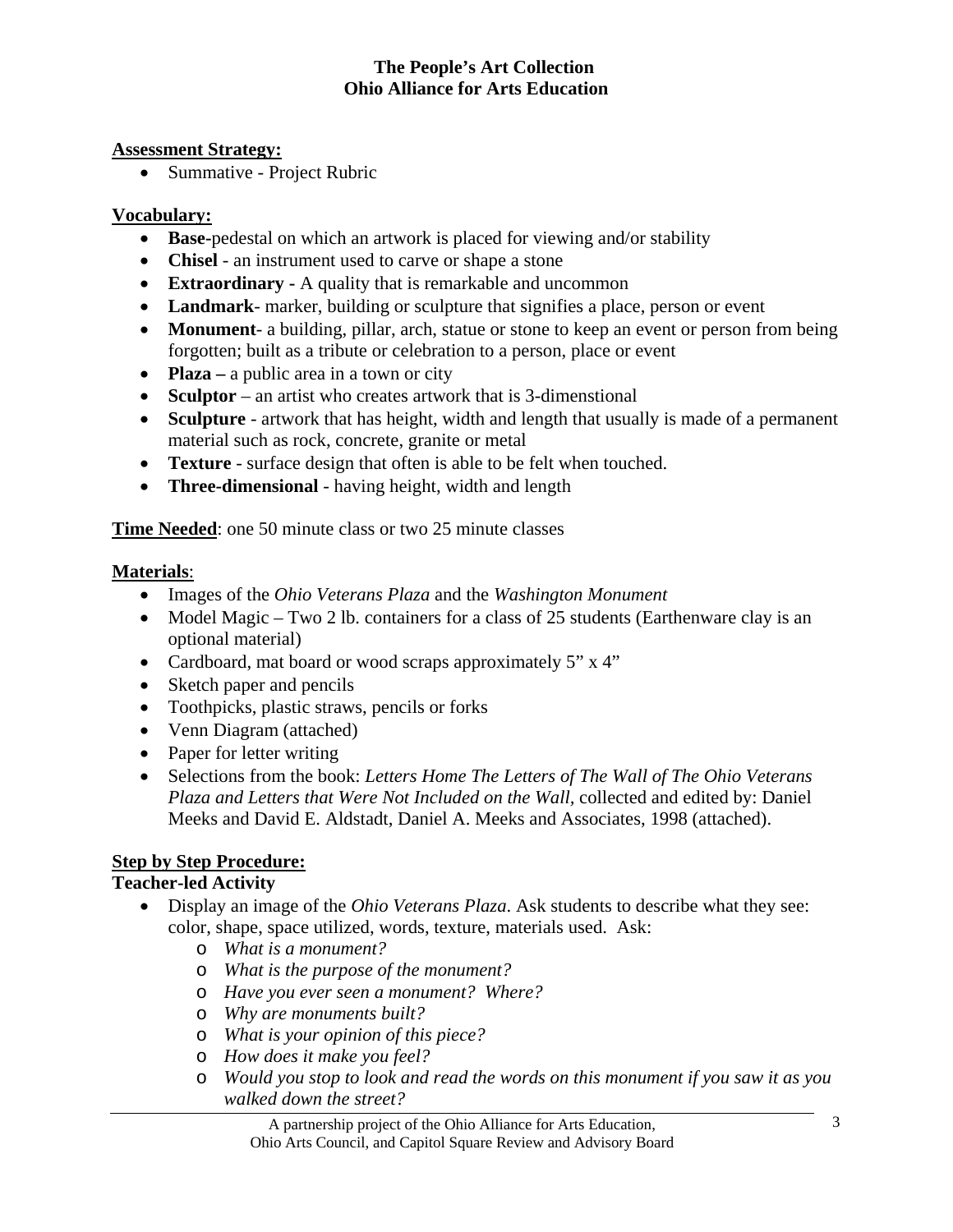**Assessment Strategy:**

- Summative - Project Rubric

**Vocabulary:**

- **Base**-pedestal on which an artwork is placed for viewing and/or stability
- **Chisel** - an instrument used to carve or shape a stone
- **Extraordinary** - A quality that is remarkable and uncommon
- **Landmark**- marker, building or sculpture that signifies a place, person or event
- **Monument**- a building, pillar, arch, statue or stone to keep an event or person from being forgotten; built as a tribute or celebration to a person, place or event
- **Plaza –** a public area in a town or city
- **Sculptor** – an artist who creates artwork that is 3-dimenstional
- **Sculpture** - artwork that has height, width and length that usually is made of a permanent material such as rock, concrete, granite or metal
- **Texture** - surface design that often is able to be felt when touched.
- **Three-dimensional** - having height, width and length

**Time Needed**: one 50 minute class or two 25 minute classes

**Materials**:

- Images of the *Ohio Veterans Plaza* and the *Washington Monument*
- Model Magic – Two 2 lb. containers for a class of 25 students (Earthenware clay is an optional material)
- Cardboard, mat board or wood scraps approximately 5" x 4"
- Sketch paper and pencils
- Toothpicks, plastic straws, pencils or forks
- Venn Diagram (attached)
- Paper for letter writing
- Selections from the book: *Letters Home The Letters of The Wall of The Ohio Veterans Plaza and Letters that Were Not Included on the Wall*, collected and edited by: Daniel Meeks and David E. Aldstadt, Daniel A. Meeks and Associates, 1998 (attached).

**Step by Step Procedure:**

**Teacher-led Activity**

- Display an image of the *Ohio Veterans Plaza*. Ask students to describe what they see: color, shape, space utilized, words, texture, materials used. Ask:
  - *What is a monument?*
  - *What is the purpose of the monument?*
  - *Have you ever seen a monument? Where?*
  - *Why are monuments built?*
  - *What is your opinion of this piece?*
  - *How does it make you feel?*
  - *Would you stop to look and read the words on this monument if you saw it as you walked down the street?*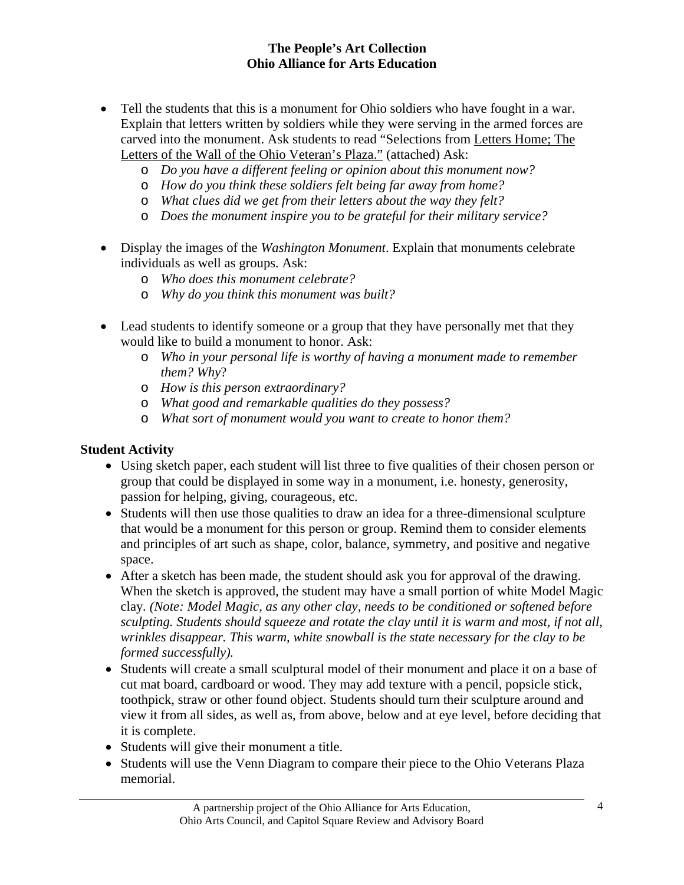- Tell the students that this is a monument for Ohio soldiers who have fought in a war. Explain that letters written by soldiers while they were serving in the armed forces are carved into the monument. Ask students to read "Selections from Letters Home; The Letters of the Wall of the Ohio Veteran's Plaza." (attached) Ask:
  - *Do you have a different feeling or opinion about this monument now?*
  - *How do you think these soldiers felt being far away from home?*
  - *What clues did we get from their letters about the way they felt?*
  - *Does the monument inspire you to be grateful for their military service?*

- Display the images of the *Washington Monument*. Explain that monuments celebrate individuals as well as groups. Ask:
  - *Who does this monument celebrate?*
  - *Why do you think this monument was built?*

- Lead students to identify someone or a group that they have personally met that they would like to build a monument to honor. Ask:
  - *Who in your personal life is worthy of having a monument made to remember them? Why*?
  - *How is this person extraordinary?*
  - *What good and remarkable qualities do they possess?*
  - *What sort of monument would you want to create to honor them?*

**Student Activity**

- Using sketch paper, each student will list three to five qualities of their chosen person or group that could be displayed in some way in a monument, i.e. honesty, generosity, passion for helping, giving, courageous, etc.
- Students will then use those qualities to draw an idea for a three-dimensional sculpture that would be a monument for this person or group. Remind them to consider elements and principles of art such as shape, color, balance, symmetry, and positive and negative space.
- After a sketch has been made, the student should ask you for approval of the drawing. When the sketch is approved, the student may have a small portion of white Model Magic clay. *(Note: Model Magic, as any other clay, needs to be conditioned or softened before sculpting. Students should squeeze and rotate the clay until it is warm and most, if not all, wrinkles disappear. This warm, white snowball is the state necessary for the clay to be formed successfully).*
- Students will create a small sculptural model of their monument and place it on a base of cut mat board, cardboard or wood. They may add texture with a pencil, popsicle stick, toothpick, straw or other found object. Students should turn their sculpture around and view it from all sides, as well as, from above, below and at eye level, before deciding that it is complete.
- Students will give their monument a title.
- Students will use the Venn Diagram to compare their piece to the Ohio Veterans Plaza memorial.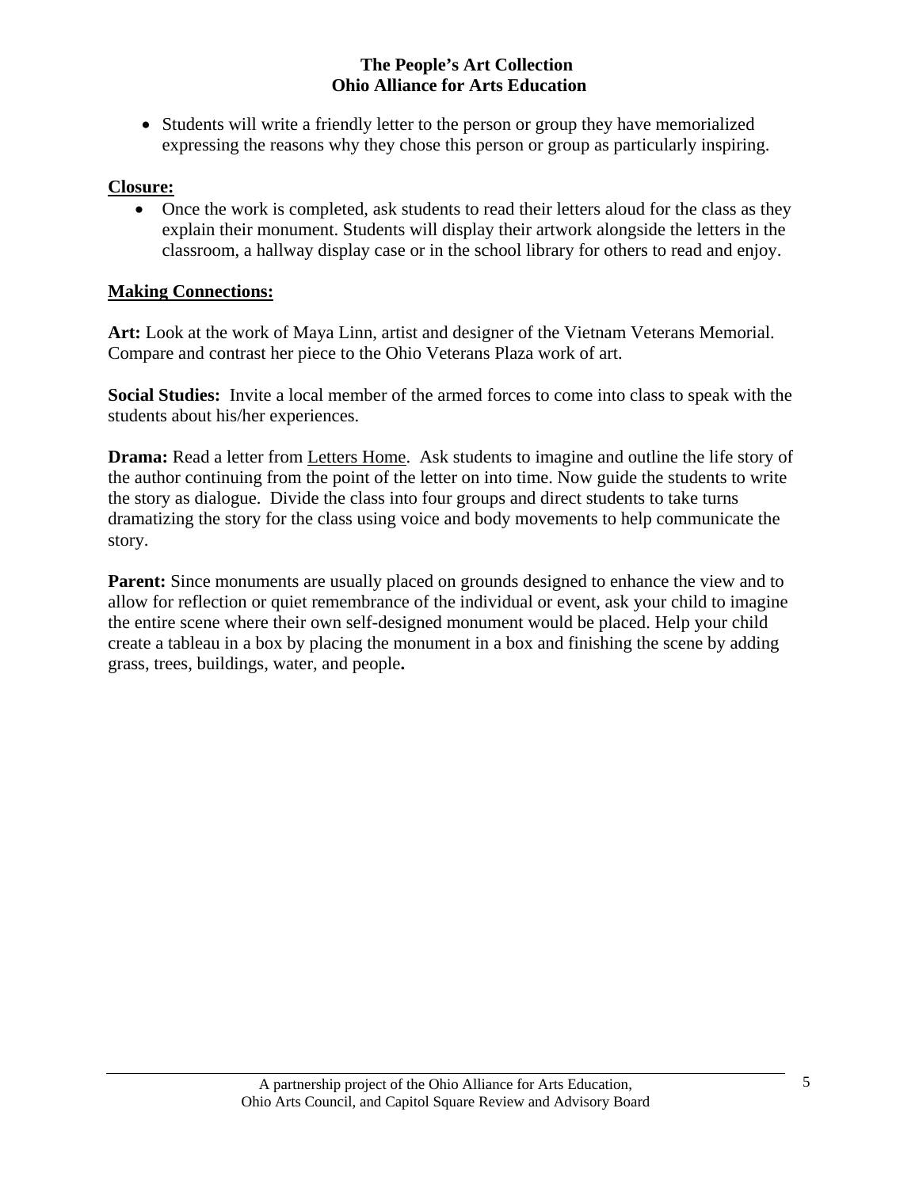- Students will write a friendly letter to the person or group they have memorialized expressing the reasons why they chose this person or group as particularly inspiring.

**Closure:**

- Once the work is completed, ask students to read their letters aloud for the class as they explain their monument. Students will display their artwork alongside the letters in the classroom, a hallway display case or in the school library for others to read and enjoy.

**Making Connections:**

**Art:** Look at the work of Maya Linn, artist and designer of the Vietnam Veterans Memorial. Compare and contrast her piece to the Ohio Veterans Plaza work of art.

**Social Studies:** Invite a local member of the armed forces to come into class to speak with the students about his/her experiences.

**Drama:** Read a letter from Letters Home. Ask students to imagine and outline the life story of the author continuing from the point of the letter on into time. Now guide the students to write the story as dialogue. Divide the class into four groups and direct students to take turns dramatizing the story for the class using voice and body movements to help communicate the story.

**Parent:** Since monuments are usually placed on grounds designed to enhance the view and to allow for reflection or quiet remembrance of the individual or event, ask your child to imagine the entire scene where their own self-designed monument would be placed. Help your child create a tableau in a box by placing the monument in a box and finishing the scene by adding grass, trees, buildings, water, and people.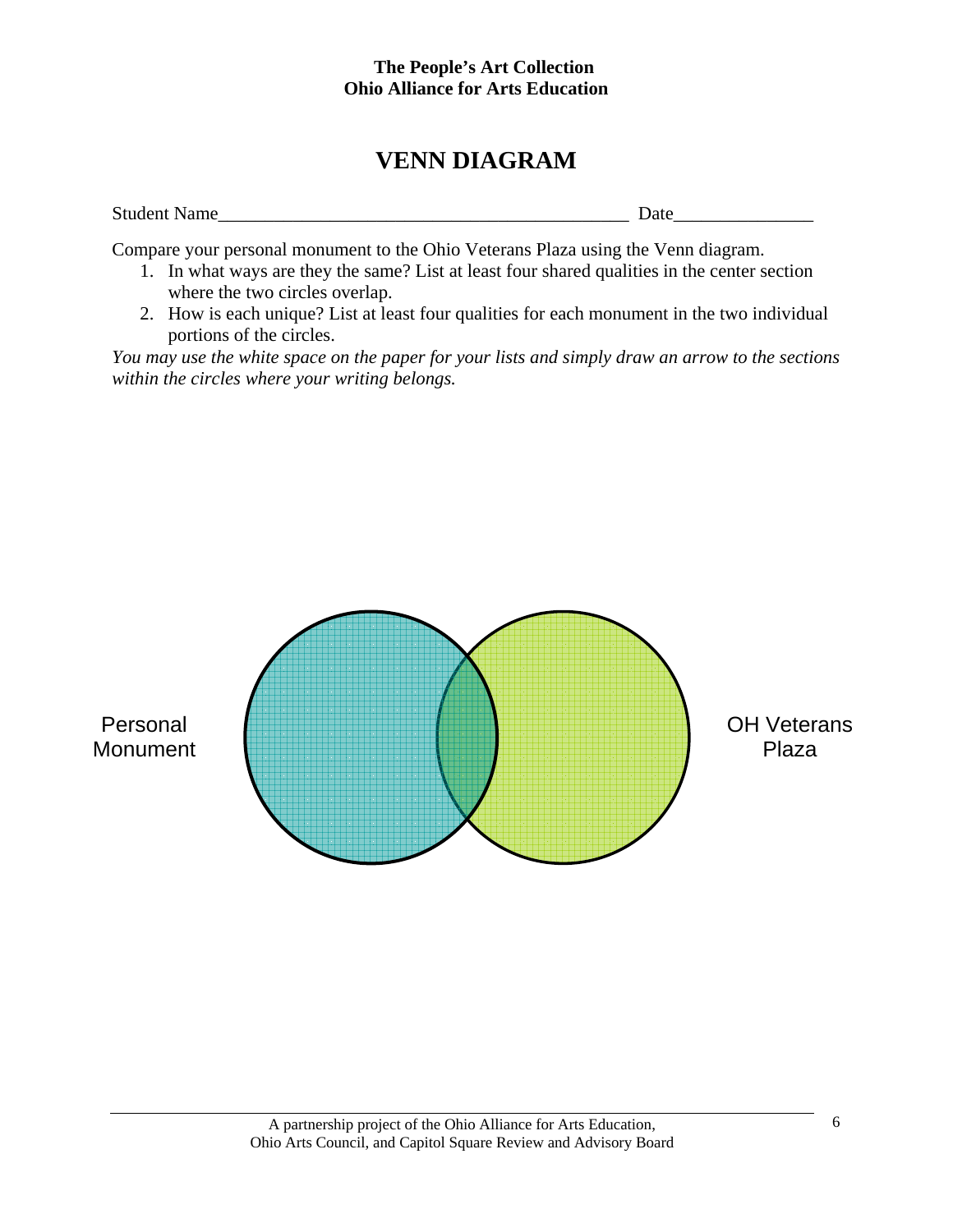# VENN DIAGRAM

Student Name_____________________________________________ Date_______________

Compare your personal monument to the Ohio Veterans Plaza using the Venn diagram.

1. In what ways are they the same? List at least four shared qualities in the center section where the two circles overlap.
2. How is each unique? List at least four qualities for each monument in the two individual portions of the circles.

*You may use the white space on the paper for your lists and simply draw an arrow to the sections within the circles where your writing belongs.*

Personal Monument

OH Veterans Plaza

A partnership project of the Ohio Alliance for Arts Education, Ohio Arts Council, and Capitol Square Review and Advisory Board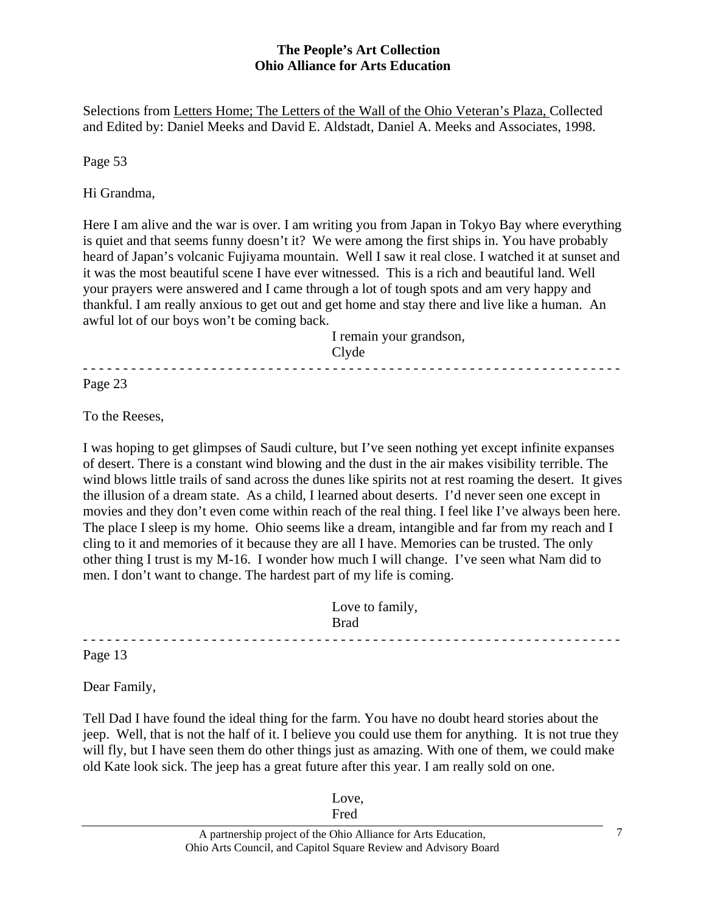Selections from Letters Home; The Letters of the Wall of the Ohio Veteran's Plaza, Collected and Edited by: Daniel Meeks and David E. Aldstadt, Daniel A. Meeks and Associates, 1998.

Page 53

Hi Grandma,

Here I am alive and the war is over. I am writing you from Japan in Tokyo Bay where everything is quiet and that seems funny doesn't it? We were among the first ships in. You have probably heard of Japan's volcanic Fujiyama mountain. Well I saw it real close. I watched it at sunset and it was the most beautiful scene I have ever witnessed. This is a rich and beautiful land. Well your prayers were answered and I came through a lot of tough spots and am very happy and thankful. I am really anxious to get out and get home and stay there and live like a human. An awful lot of our boys won't be coming back.

I remain your grandson,
Clyde

- - - - - - - - - - - - - - - - - - - - - - - - - - - - - - - - - - - - - - - - - - - - - - - - - - - - - - - - - - - - - - - -

Page 23

To the Reeses,

I was hoping to get glimpses of Saudi culture, but I've seen nothing yet except infinite expanses of desert. There is a constant wind blowing and the dust in the air makes visibility terrible. The wind blows little trails of sand across the dunes like spirits not at rest roaming the desert. It gives the illusion of a dream state. As a child, I learned about deserts. I'd never seen one except in movies and they don't even come within reach of the real thing. I feel like I've always been here. The place I sleep is my home. Ohio seems like a dream, intangible and far from my reach and I cling to it and memories of it because they are all I have. Memories can be trusted. The only other thing I trust is my M-16. I wonder how much I will change. I've seen what Nam did to men. I don't want to change. The hardest part of my life is coming.

Love to family,
Brad

- - - - - - - - - - - - - - - - - - - - - - - - - - - - - - - - - - - - - - - - - - - - - - - - - - - - - - - - - - - - - - - -

Page 13

Dear Family,

Tell Dad I have found the ideal thing for the farm. You have no doubt heard stories about the jeep. Well, that is not the half of it. I believe you could use them for anything. It is not true they will fly, but I have seen them do other things just as amazing. With one of them, we could make old Kate look sick. The jeep has a great future after this year. I am really sold on one.

Love,
Fred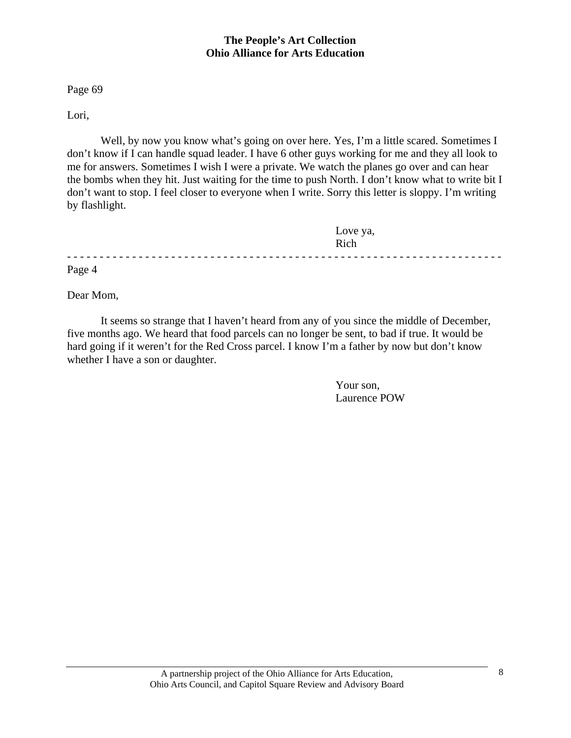Page 69

Lori,

Well, by now you know what's going on over here. Yes, I'm a little scared. Sometimes I don't know if I can handle squad leader. I have 6 other guys working for me and they all look to me for answers. Sometimes I wish I were a private. We watch the planes go over and can hear the bombs when they hit. Just waiting for the time to push North. I don't know what to write bit I don't want to stop. I feel closer to everyone when I write. Sorry this letter is sloppy. I'm writing by flashlight.

Love ya,  
Rich

- - - - - - - - - - - - - - - - - - - - - - - - - - - - - - - - - - - - - - - - - - - - - - - - - - - - - - - - - - - - - - - - -

Page 4

Dear Mom,

It seems so strange that I haven't heard from any of you since the middle of December, five months ago. We heard that food parcels can no longer be sent, to bad if true. It would be hard going if it weren't for the Red Cross parcel. I know I'm a father by now but don't know whether I have a son or daughter.

Your son,  
Laurence POW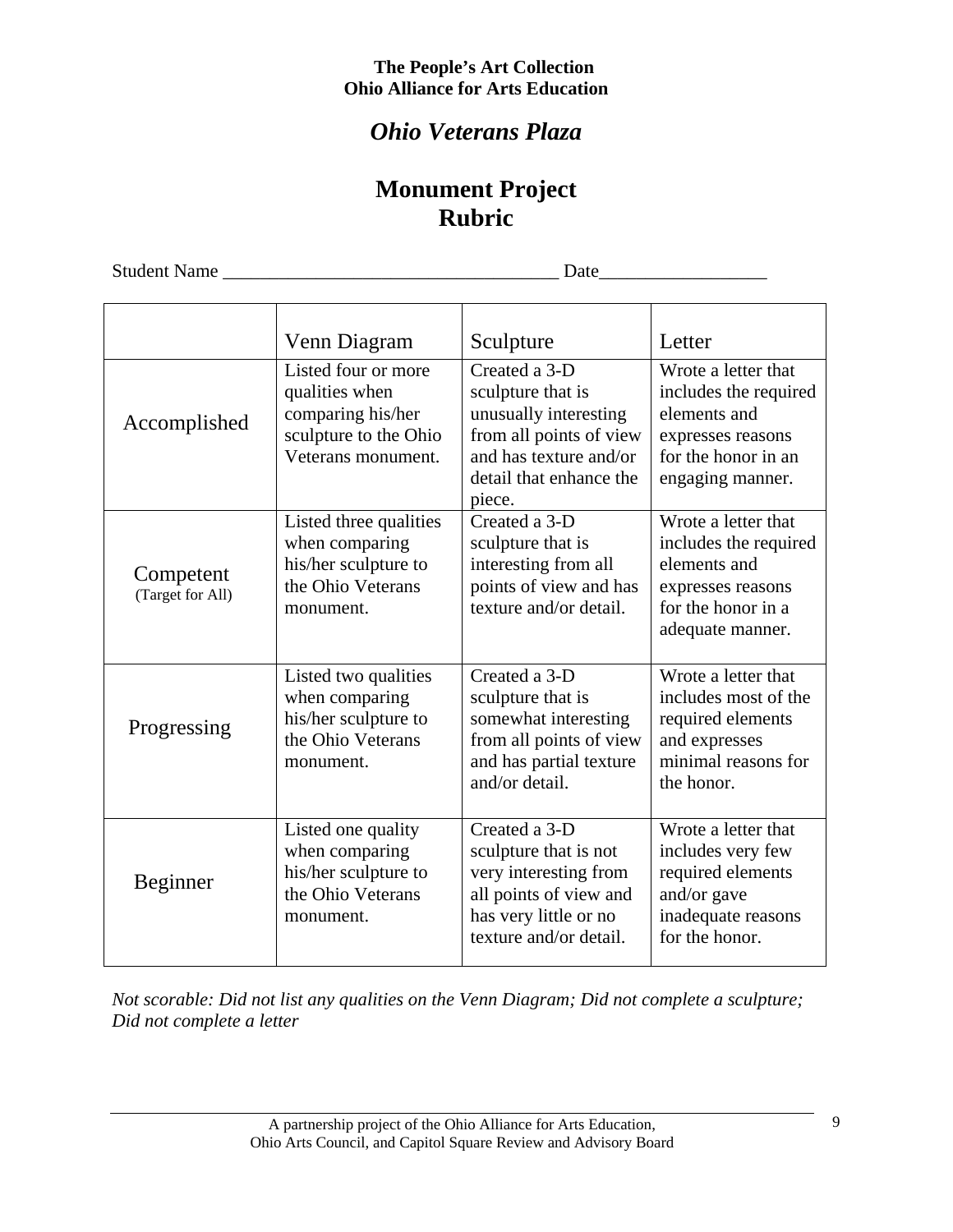**The People's Art Collection**
**Ohio Alliance for Arts Education**

# *Ohio Veterans Plaza*

## Monument Project
## Rubric

Student Name ____________________________________ Date__________________

| | Venn Diagram | Sculpture | Letter |
|---|---|---|---|
| Accomplished | Listed four or more qualities when comparing his/her sculpture to the Ohio Veterans monument. | Created a 3-D sculpture that is unusually interesting from all points of view and has texture and/or detail that enhance the piece. | Wrote a letter that includes the required elements and expresses reasons for the honor in an engaging manner. |
| Competent (Target for All) | Listed three qualities when comparing his/her sculpture to the Ohio Veterans monument. | Created a 3-D sculpture that is interesting from all points of view and has texture and/or detail. | Wrote a letter that includes the required elements and expresses reasons for the honor in a adequate manner. |
| Progressing | Listed two qualities when comparing his/her sculpture to the Ohio Veterans monument. | Created a 3-D sculpture that is somewhat interesting from all points of view and has partial texture and/or detail. | Wrote a letter that includes most of the required elements and expresses minimal reasons for the honor. |
| Beginner | Listed one quality when comparing his/her sculpture to the Ohio Veterans monument. | Created a 3-D sculpture that is not very interesting from all points of view and has very little or no texture and/or detail. | Wrote a letter that includes very few required elements and/or gave inadequate reasons for the honor. |

*Not scorable: Did not list any qualities on the Venn Diagram; Did not complete a sculpture; Did not complete a letter*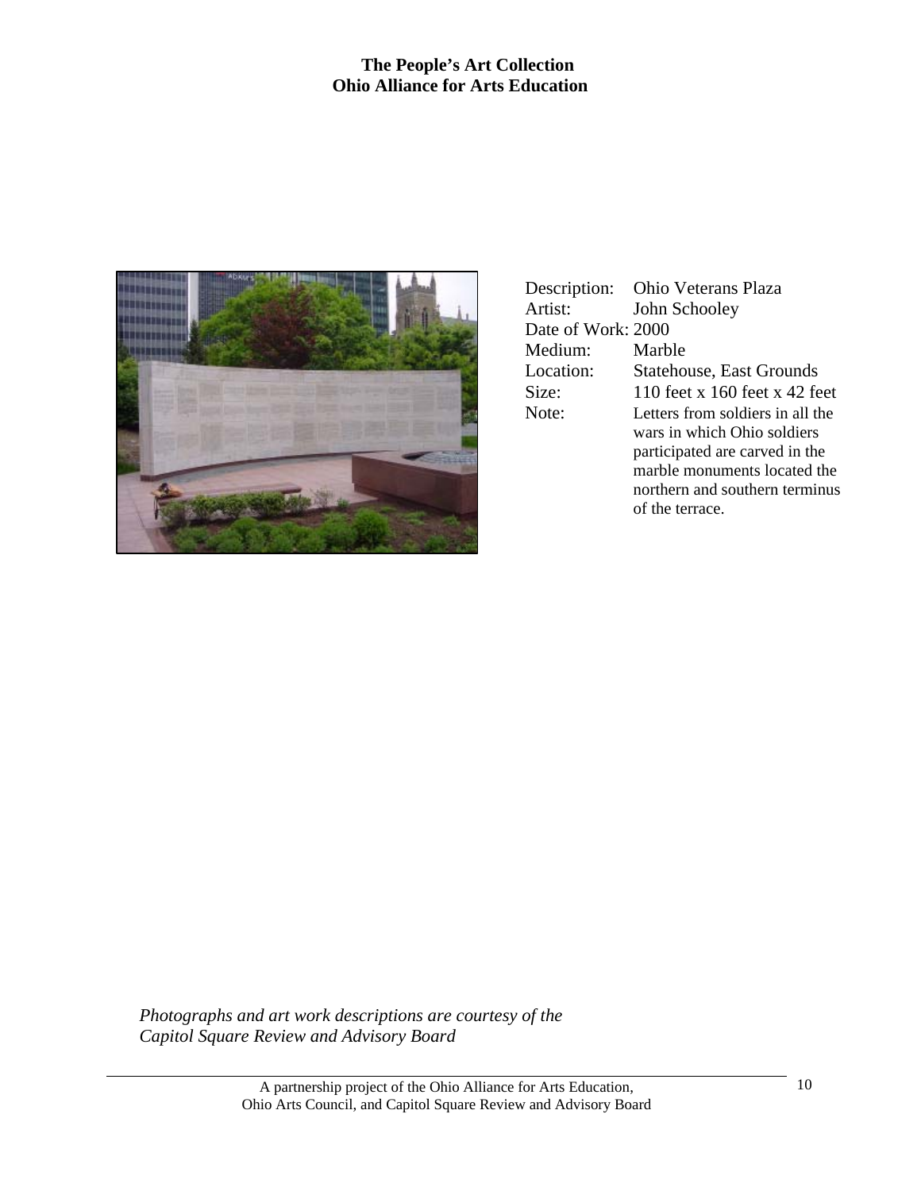**The People's Art Collection**
**Ohio Alliance for Arts Education**

| | |
|---|---|
| Description: | Ohio Veterans Plaza |
| Artist: | John Schooley |
| Date of Work: | 2000 |
| Medium: | Marble |
| Location: | Statehouse, East Grounds |
| Size: | 110 feet x 160 feet x 42 feet |
| Note: | Letters from soldiers in all the wars in which Ohio soldiers participated are carved in the marble monuments located the northern and southern terminus of the terrace. |

*Photographs and art work descriptions are courtesy of the Capitol Square Review and Advisory Board*

A partnership project of the Ohio Alliance for Arts Education, Ohio Arts Council, and Capitol Square Review and Advisory Board